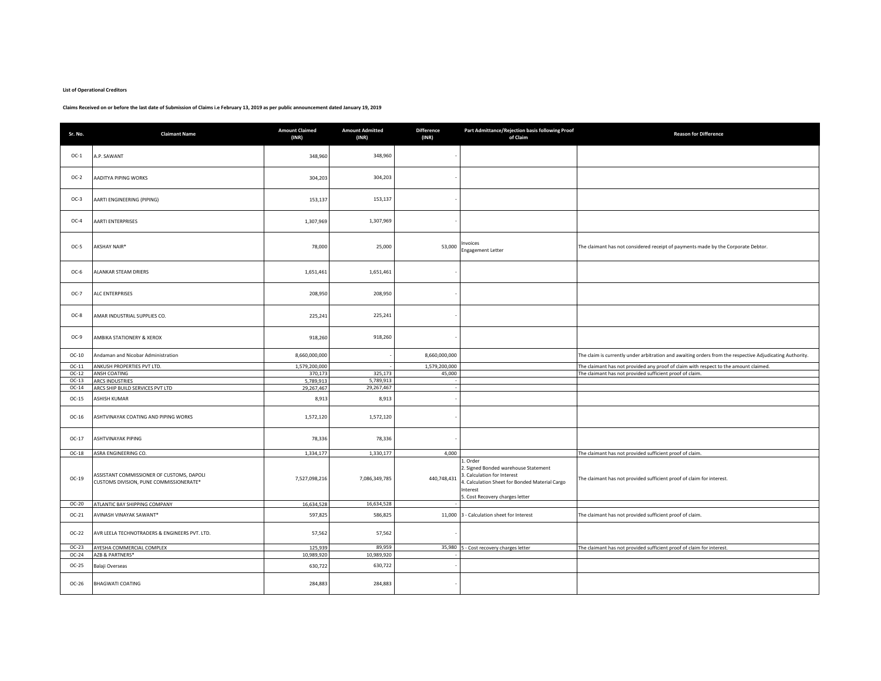**List of Operational Creditors**

**Claims Received on or before the last date of Submission of Claims i.e February 13, 2019 as per public announcement dated January 19, 2019**

| Sr. No. | Claimant Name | Amount Claimed (INR) | Amount Admitted (INR) | Difference (INR) | Part Admittance/Rejection basis following Proof of Claim | Reason for Difference |
|---|---|---|---|---|---|---|
| OC-1 | A.P. SAWANT | 348,960 | 348,960 | - | | |
| OC-2 | AADITYA PIPING WORKS | 304,203 | 304,203 | - | | |
| OC-3 | AARTI ENGINEERING (PIPING) | 153,137 | 153,137 | - | | |
| OC-4 | AARTI ENTERPRISES | 1,307,969 | 1,307,969 | - | | |
| OC-5 | AKSHAY NAIR* | 78,000 | 25,000 | 53,000 | Invoices<br>Engagement Letter | The claimant has not considered receipt of payments made by the Corporate Debtor. |
| OC-6 | ALANKAR STEAM DRIERS | 1,651,461 | 1,651,461 | - | | |
| OC-7 | ALC ENTERPRISES | 208,950 | 208,950 | - | | |
| OC-8 | AMAR INDUSTRIAL SUPPLIES CO. | 225,241 | 225,241 | - | | |
| OC-9 | AMBIKA STATIONERY & XEROX | 918,260 | 918,260 | - | | |
| OC-10 | Andaman and Nicobar Administration | 8,660,000,000 | - | 8,660,000,000 | | The claim is currently under arbitration and awaiting orders from the respective Adjudicating Authority. |
| OC-11 | ANKUSH PROPERTIES PVT LTD. | 1,579,200,000 | - | 1,579,200,000 | | The claimant has not provided any proof of claim with respect to the amount claimed. |
| OC-12 | ANSH COATING | 370,173 | 325,173 | 45,000 | | The claimant has not provided sufficient proof of claim. |
| OC-13 | ARCS INDUSTRIES | 5,789,913 | 5,789,913 | - | | |
| OC-14 | ARCS SHIP BUILD SERVICES PVT LTD | 29,267,467 | 29,267,467 | - | | |
| OC-15 | ASHISH KUMAR | 8,913 | 8,913 | - | | |
| OC-16 | ASHTVINAYAK COATING AND PIPING WORKS | 1,572,120 | 1,572,120 | - | | |
| OC-17 | ASHTVINAYAK PIPING | 78,336 | 78,336 | - | | |
| OC-18 | ASRA ENGINEERING CO. | 1,334,177 | 1,330,177 | 4,000 | | The claimant has not provided sufficient proof of claim. |
| OC-19 | ASSISTANT COMMISSIONER OF CUSTOMS, DAPOLI CUSTOMS DIVISION, PUNE COMMISSIONERATE* | 7,527,098,216 | 7,086,349,785 | 440,748,431 | 1. Order<br>2. Signed Bonded warehouse Statement<br>3. Calculation for Interest<br>4. Calculation Sheet for Bonded Material Cargo Interest<br>5. Cost Recovery charges letter | The claimant has not provided sufficient proof of claim for interest. |
| OC-20 | ATLANTIC BAY SHIPPING COMPANY | 16,634,528 | 16,634,528 | - | | |
| OC-21 | AVINASH VINAYAK SAWANT* | 597,825 | 586,825 | 11,000 | 3 - Calculation sheet for Interest | The claimant has not provided sufficient proof of claim. |
| OC-22 | AVR LEELA TECHNOTRADERS & ENGINEERS PVT. LTD. | 57,562 | 57,562 | - | | |
| OC-23 | AYESHA COMMERCIAL COMPLEX | 125,939 | 89,959 | 35,980 | 5 - Cost recovery charges letter | The claimant has not provided sufficient proof of claim for interest. |
| OC-24 | AZB & PARTNERS* | 10,989,920 | 10,989,920 | - | | |
| OC-25 | Balaji Overseas | 630,722 | 630,722 | - | | |
| OC-26 | BHAGWATI COATING | 284,883 | 284,883 | - | | |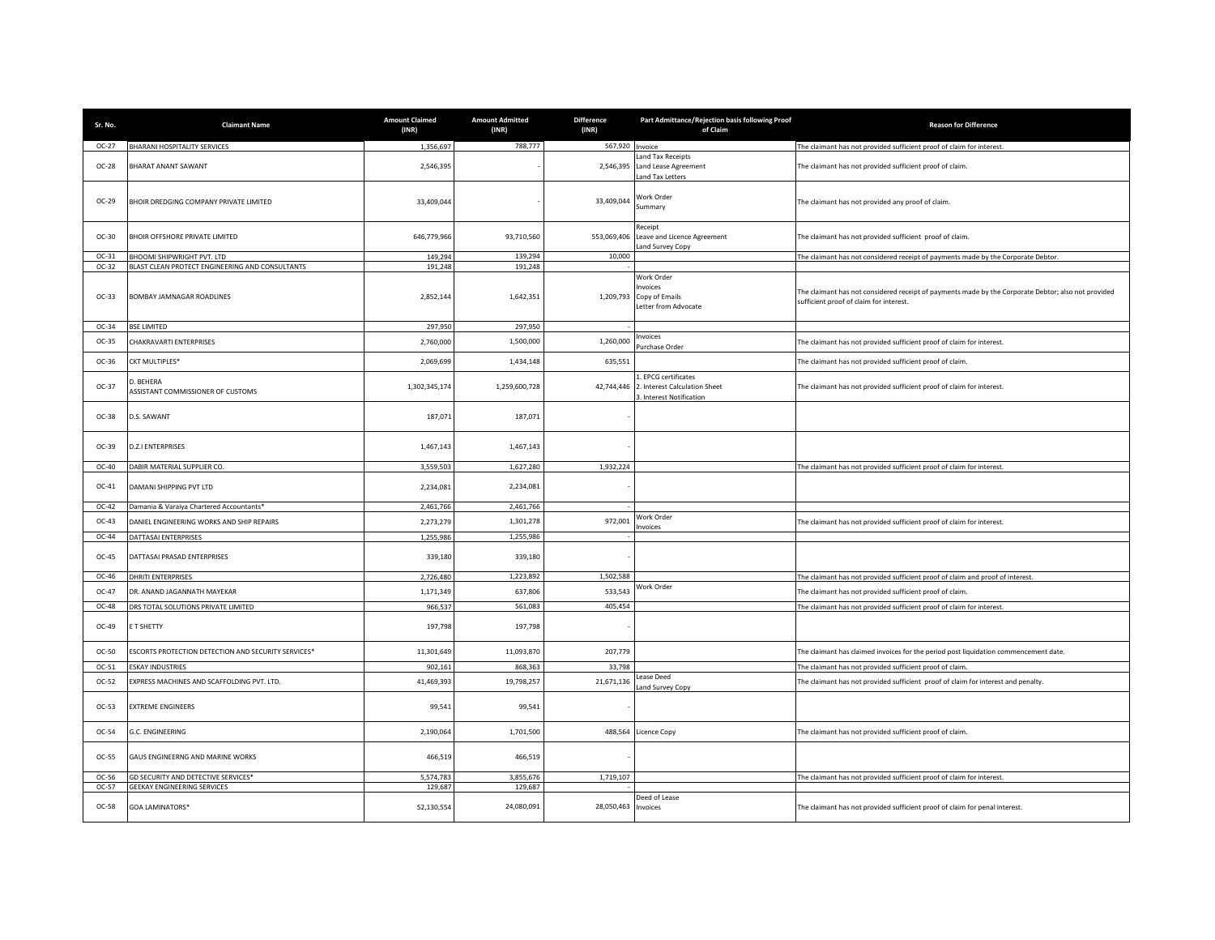| Sr. No. | Claimant Name | Amount Claimed (INR) | Amount Admitted (INR) | Difference (INR) | Part Admittance/Rejection basis following Proof of Claim | Reason for Difference |
|---|---|---|---|---|---|---|
| OC-27 | BHARANI HOSPITALITY SERVICES | 1,356,697 | 788,777 | 567,920 | Invoice | The claimant has not provided sufficient proof of claim for interest. |
| OC-28 | BHARAT ANANT SAWANT | 2,546,395 | - | 2,546,395 | Land Tax Receipts<br>Land Lease Agreement<br>Land Tax Letters | The claimant has not provided sufficient proof of claim. |
| OC-29 | BHOIR DREDGING COMPANY PRIVATE LIMITED | 33,409,044 | - | 33,409,044 | Work Order<br>Summary | The claimant has not provided any proof of claim. |
| OC-30 | BHOIR OFFSHORE PRIVATE LIMITED | 646,779,966 | 93,710,560 | 553,069,406 | Receipt<br>Leave and Licence Agreement<br>Land Survey Copy | The claimant has not provided sufficient proof of claim. |
| OC-31 | BHOOMI SHIPWRIGHT PVT. LTD | 149,294 | 139,294 | 10,000 | | The claimant has not considered receipt of payments made by the Corporate Debtor. |
| OC-32 | BLAST CLEAN PROTECT ENGINEERING AND CONSULTANTS | 191,248 | 191,248 | - | | |
| OC-33 | BOMBAY JAMNAGAR ROADLINES | 2,852,144 | 1,642,351 | 1,209,793 | Work Order<br>Invoices<br>Copy of Emails<br>Letter from Advocate | The claimant has not considered receipt of payments made by the Corporate Debtor; also not provided sufficient proof of claim for interest. |
| OC-34 | BSE LIMITED | 297,950 | 297,950 | - | | |
| OC-35 | CHAKRAVARTI ENTERPRISES | 2,760,000 | 1,500,000 | 1,260,000 | Invoices<br>Purchase Order | The claimant has not provided sufficient proof of claim for interest. |
| OC-36 | CKT MULTIPLES* | 2,069,699 | 1,434,148 | 635,551 | | The claimant has not provided sufficient proof of claim. |
| OC-37 | D. BEHERA<br>ASSISTANT COMMISSIONER OF CUSTOMS | 1,302,345,174 | 1,259,600,728 | 42,744,446 | 1. EPCG certificates<br>2. Interest Calculation Sheet<br>3. Interest Notification | The claimant has not provided sufficient proof of claim for interest. |
| OC-38 | D.S. SAWANT | 187,071 | 187,071 | - | | |
| OC-39 | D.Z.I ENTERPRISES | 1,467,143 | 1,467,143 | - | | |
| OC-40 | DABIR MATERIAL SUPPLIER CO. | 3,559,503 | 1,627,280 | 1,932,224 | | The claimant has not provided sufficient proof of claim for interest. |
| OC-41 | DAMANI SHIPPING PVT LTD | 2,234,081 | 2,234,081 | - | | |
| OC-42 | Damania & Varaiya Chartered Accountants* | 2,461,766 | 2,461,766 | - | | |
| OC-43 | DANIEL ENGINEERING WORKS AND SHIP REPAIRS | 2,273,279 | 1,301,278 | 972,001 | Work Order<br>Invoices | The claimant has not provided sufficient proof of claim for interest. |
| OC-44 | DATTASAI ENTERPRISES | 1,255,986 | 1,255,986 | - | | |
| OC-45 | DATTASAI PRASAD ENTERPRISES | 339,180 | 339,180 | - | | |
| OC-46 | DHRITI ENTERPRISES | 2,726,480 | 1,223,892 | 1,502,588 | | The claimant has not provided sufficient proof of claim and proof of interest. |
| OC-47 | DR. ANAND JAGANNATH MAYEKAR | 1,171,349 | 637,806 | 533,543 | Work Order | The claimant has not provided sufficient proof of claim. |
| OC-48 | DRS TOTAL SOLUTIONS PRIVATE LIMITED | 966,537 | 561,083 | 405,454 | | The claimant has not provided sufficient proof of claim for interest. |
| OC-49 | E T SHETTY | 197,798 | 197,798 | - | | |
| OC-50 | ESCORTS PROTECTION DETECTION AND SECURITY SERVICES* | 11,301,649 | 11,093,870 | 207,779 | | The claimant has claimed invoices for the period post liquidation commencement date. |
| OC-51 | ESKAY INDUSTRIES | 902,161 | 868,363 | 33,798 | | The claimant has not provided sufficient proof of claim. |
| OC-52 | EXPRESS MACHINES AND SCAFFOLDING PVT. LTD. | 41,469,393 | 19,798,257 | 21,671,136 | Lease Deed<br>Land Survey Copy | The claimant has not provided sufficient proof of claim for interest and penalty. |
| OC-53 | EXTREME ENGINEERS | 99,541 | 99,541 | - | | |
| OC-54 | G.C. ENGINEERING | 2,190,064 | 1,701,500 | 488,564 | Licence Copy | The claimant has not provided sufficient proof of claim. |
| OC-55 | GAUS ENGINEERNG AND MARINE WORKS | 466,519 | 466,519 | - | | |
| OC-56 | GD SECURITY AND DETECTIVE SERVICES* | 5,574,783 | 3,855,676 | 1,719,107 | | The claimant has not provided sufficient proof of claim for interest. |
| OC-57 | GEEKAY ENGINEERING SERVICES | 129,687 | 129,687 | - | | |
| OC-58 | GOA LAMINATORS* | 52,130,554 | 24,080,091 | 28,050,463 | Deed of Lease<br>Invoices | The claimant has not provided sufficient proof of claim for penal interest. |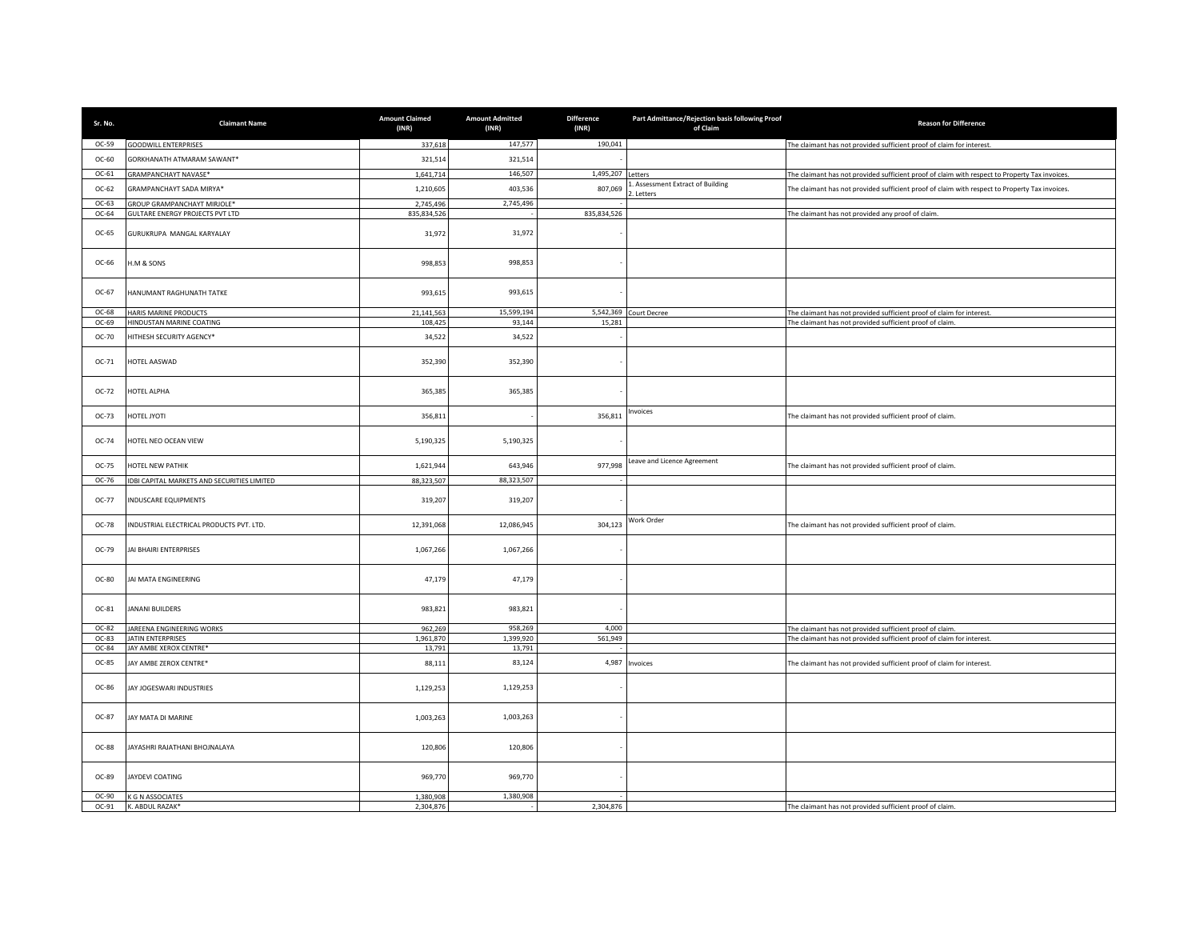| Sr. No. | Claimant Name | Amount Claimed (INR) | Amount Admitted (INR) | Difference (INR) | Part Admittance/Rejection basis following Proof of Claim | Reason for Difference |
|---|---|---|---|---|---|---|
| OC-59 | GOODWILL ENTERPRISES | 337,618 | 147,577 | 190,041 | | The claimant has not provided sufficient proof of claim for interest. |
| OC-60 | GORKHANATH ATMARAM SAWANT* | 321,514 | 321,514 | - | | |
| OC-61 | GRAMPANCHAYT NAVASE* | 1,641,714 | 146,507 | 1,495,207 | Letters | The claimant has not provided sufficient proof of claim with respect to Property Tax invoices. |
| OC-62 | GRAMPANCHAYT SADA MIRYA* | 1,210,605 | 403,536 | 807,069 | 1. Assessment Extract of Building 2. Letters | The claimant has not provided sufficient proof of claim with respect to Property Tax invoices. |
| OC-63 | GROUP GRAMPANCHAYT MIRJOLE* | 2,745,496 | 2,745,496 | - | | |
| OC-64 | GULTARE ENERGY PROJECTS PVT LTD | 835,834,526 | - | 835,834,526 | | The claimant has not provided any proof of claim. |
| OC-65 | GURUKRUPA MANGAL KARYALAY | 31,972 | 31,972 | - | | |
| OC-66 | H.M & SONS | 998,853 | 998,853 | - | | |
| OC-67 | HANUMANT RAGHUNATH TATKE | 993,615 | 993,615 | - | | |
| OC-68 | HARIS MARINE PRODUCTS | 21,141,563 | 15,599,194 | 5,542,369 | Court Decree | The claimant has not provided sufficient proof of claim for interest. |
| OC-69 | HINDUSTAN MARINE COATING | 108,425 | 93,144 | 15,281 | | The claimant has not provided sufficient proof of claim. |
| OC-70 | HITHESH SECURITY AGENCY* | 34,522 | 34,522 | - | | |
| OC-71 | HOTEL AASWAD | 352,390 | 352,390 | - | | |
| OC-72 | HOTEL ALPHA | 365,385 | 365,385 | - | | |
| OC-73 | HOTEL JYOTI | 356,811 | - | 356,811 | Invoices | The claimant has not provided sufficient proof of claim. |
| OC-74 | HOTEL NEO OCEAN VIEW | 5,190,325 | 5,190,325 | - | | |
| OC-75 | HOTEL NEW PATHIK | 1,621,944 | 643,946 | 977,998 | Leave and Licence Agreement | The claimant has not provided sufficient proof of claim. |
| OC-76 | IDBI CAPITAL MARKETS AND SECURITIES LIMITED | 88,323,507 | 88,323,507 | - | | |
| OC-77 | INDUSCARE EQUIPMENTS | 319,207 | 319,207 | - | | |
| OC-78 | INDUSTRIAL ELECTRICAL PRODUCTS PVT. LTD. | 12,391,068 | 12,086,945 | 304,123 | Work Order | The claimant has not provided sufficient proof of claim. |
| OC-79 | JAI BHAIRI ENTERPRISES | 1,067,266 | 1,067,266 | - | | |
| OC-80 | JAI MATA ENGINEERING | 47,179 | 47,179 | - | | |
| OC-81 | JANANI BUILDERS | 983,821 | 983,821 | - | | |
| OC-82 | JAREENA ENGINEERING WORKS | 962,269 | 958,269 | 4,000 | | The claimant has not provided sufficient proof of claim. |
| OC-83 | JATIN ENTERPRISES | 1,961,870 | 1,399,920 | 561,949 | | The claimant has not provided sufficient proof of claim for interest. |
| OC-84 | JAY AMBE XEROX CENTRE* | 13,791 | 13,791 | - | | |
| OC-85 | JAY AMBE ZEROX CENTRE* | 88,111 | 83,124 | 4,987 | Invoices | The claimant has not provided sufficient proof of claim for interest. |
| OC-86 | JAY JOGESWARI INDUSTRIES | 1,129,253 | 1,129,253 | - | | |
| OC-87 | JAY MATA DI MARINE | 1,003,263 | 1,003,263 | - | | |
| OC-88 | JAYASHRI RAJATHANI BHOJNALAYA | 120,806 | 120,806 | - | | |
| OC-89 | JAYDEVI COATING | 969,770 | 969,770 | - | | |
| OC-90 | K G N ASSOCIATES | 1,380,908 | 1,380,908 | - | | |
| OC-91 | K. ABDUL RAZAK* | 2,304,876 | - | 2,304,876 | | The claimant has not provided sufficient proof of claim. |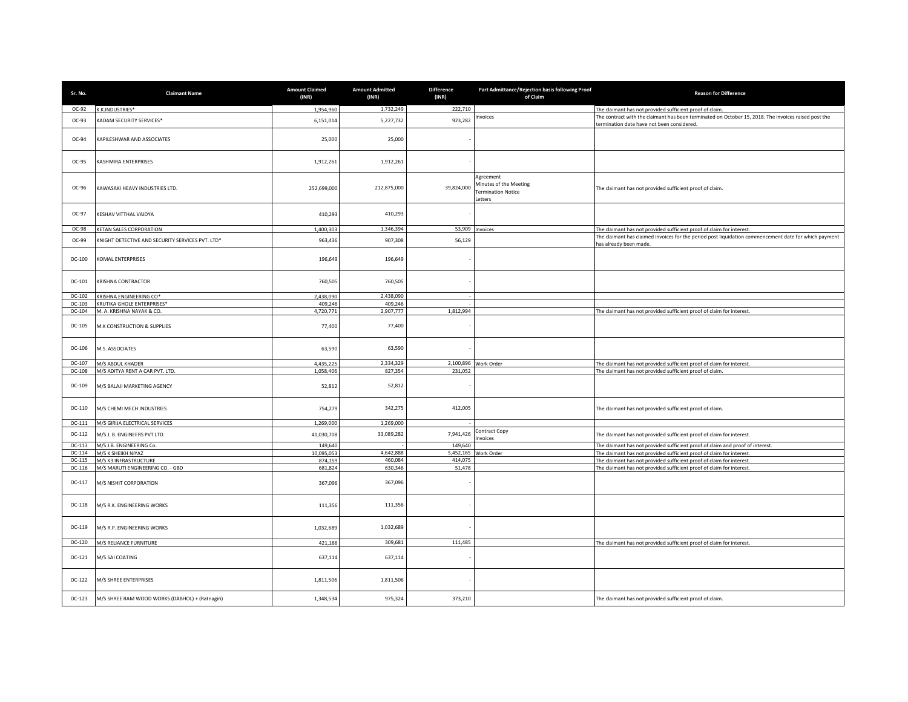| Sr. No. | Claimant Name | Amount Claimed (INR) | Amount Admitted (INR) | Difference (INR) | Part Admittance/Rejection basis following Proof of Claim | Reason for Difference |
|---|---|---|---|---|---|---|
| OC-92 | K.K.INDUSTRIES* | 1,954,960 | 1,732,249 | 222,710 | | The claimant has not provided sufficient proof of claim. |
| OC-93 | KADAM SECURITY SERVICES* | 6,151,014 | 5,227,732 | 923,282 | Invoices | The contract with the claimant has been terminated on October 15, 2018. The invoices raised post the termination date have not been considered. |
| OC-94 | KAPILESHWAR AND ASSOCIATES | 25,000 | 25,000 | - | | |
| OC-95 | KASHMIRA ENTERPRISES | 1,912,261 | 1,912,261 | - | | |
| OC-96 | KAWASAKI HEAVY INDUSTRIES LTD. | 252,699,000 | 212,875,000 | 39,824,000 | Agreement<br>Minutes of the Meeting<br>Termination Notice<br>Letters | The claimant has not provided sufficient proof of claim. |
| OC-97 | KESHAV VITTHAL VAIDYA | 410,293 | 410,293 | - | | |
| OC-98 | KETAN SALES CORPORATION | 1,400,303 | 1,346,394 | 53,909 | Invoices | The claimant has not provided sufficient proof of claim for interest. |
| OC-99 | KNIGHT DETECTIVE AND SECURITY SERVICES PVT. LTD* | 963,436 | 907,308 | 56,129 | | The claimant has claimed invoices for the period post liquidation commencement date for which payment has already been made. |
| OC-100 | KOMAL ENTERPRISES | 196,649 | 196,649 | - | | |
| OC-101 | KRISHNA CONTRACTOR | 760,505 | 760,505 | - | | |
| OC-102 | KRISHNA ENGINEERING CO* | 2,438,090 | 2,438,090 | - | | |
| OC-103 | KRUTIKA GHOLE ENTERPRISES* | 409,246 | 409,246 | - | | |
| OC-104 | M. A. KRISHNA NAYAK & CO. | 4,720,771 | 2,907,777 | 1,812,994 | | The claimant has not provided sufficient proof of claim for interest. |
| OC-105 | M.K CONSTRUCTION & SUPPLIES | 77,400 | 77,400 | - | | |
| OC-106 | M.S. ASSOCIATES | 63,590 | 63,590 | - | | |
| OC-107 | M/S ABDUL KHADER | 4,435,225 | 2,334,329 | 2,100,896 | Work Order | The claimant has not provided sufficient proof of claim for interest. |
| OC-108 | M/S ADITYA RENT A CAR PVT. LTD. | 1,058,406 | 827,354 | 231,052 | | The claimant has not provided sufficient proof of claim. |
| OC-109 | M/S BALAJI MARKETING AGENCY | 52,812 | 52,812 | - | | |
| OC-110 | M/S CHEMI MECH INDUSTRIES | 754,279 | 342,275 | 412,005 | | The claimant has not provided sufficient proof of claim. |
| OC-111 | M/S GIRIJA ELECTRICAL SERVICES | 1,269,000 | 1,269,000 | - | | |
| OC-112 | M/S J. B. ENGINEERS PVT LTD | 41,030,708 | 33,089,282 | 7,941,426 | Contract Copy<br>Invoices | The claimant has not provided sufficient proof of claim for interest. |
| OC-113 | M/S J.B. ENGINEERING Co. | 149,640 | - | 149,640 | | The claimant has not provided sufficient proof of claim and proof of interest. |
| OC-114 | M/S K SHEIKH NIYAZ | 10,095,053 | 4,642,888 | 5,452,165 | Work Order | The claimant has not provided sufficient proof of claim for interest. |
| OC-115 | M/S K3 INFRASTRUCTURE | 874,159 | 460,084 | 414,075 | | The claimant has not provided sufficient proof of claim for interest. |
| OC-116 | M/S MARUTI ENGINEERING CO. - GBD | 681,824 | 630,346 | 51,478 | | The claimant has not provided sufficient proof of claim for interest. |
| OC-117 | M/S NISHIT CORPORATION | 367,096 | 367,096 | - | | |
| OC-118 | M/S R.K. ENGINEERING WORKS | 111,356 | 111,356 | - | | |
| OC-119 | M/S R.P. ENGINEERING WORKS | 1,032,689 | 1,032,689 | - | | |
| OC-120 | M/S RELIANCE FURNITURE | 421,166 | 309,681 | 111,485 | | The claimant has not provided sufficient proof of claim for interest. |
| OC-121 | M/S SAI COATING | 637,114 | 637,114 | - | | |
| OC-122 | M/S SHREE ENTERPRISES | 1,811,506 | 1,811,506 | - | | |
| OC-123 | M/S SHREE RAM WOOD WORKS (DABHOL) + (Ratnagiri) | 1,348,534 | 975,324 | 373,210 | | The claimant has not provided sufficient proof of claim. |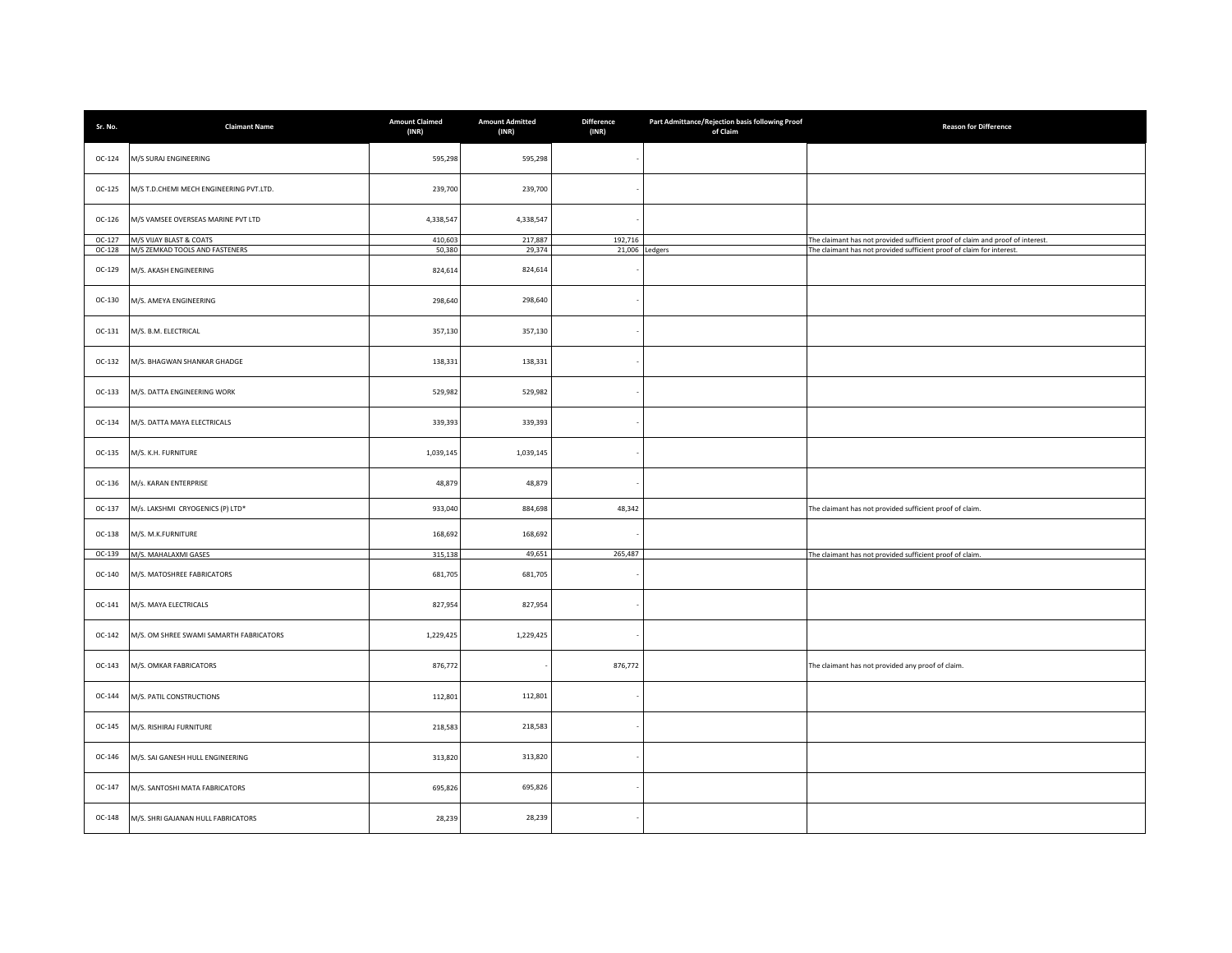| Sr. No. | Claimant Name | Amount Claimed (INR) | Amount Admitted (INR) | Difference (INR) | Part Admittance/Rejection basis following Proof of Claim | Reason for Difference |
|---|---|---|---|---|---|---|
| OC-124 | M/S SURAJ ENGINEERING | 595,298 | 595,298 | - | | |
| OC-125 | M/S T.D.CHEMI MECH ENGINEERING PVT.LTD. | 239,700 | 239,700 | - | | |
| OC-126 | M/S VAMSEE OVERSEAS MARINE PVT LTD | 4,338,547 | 4,338,547 | - | | |
| OC-127 | M/S VIJAY BLAST & COATS | 410,603 | 217,887 | 192,716 | | The claimant has not provided sufficient proof of claim and proof of interest. |
| OC-128 | M/S ZEMKAD TOOLS AND FASTENERS | 50,380 | 29,374 | 21,006 | Ledgers | The claimant has not provided sufficient proof of claim for interest. |
| OC-129 | M/S. AKASH ENGINEERING | 824,614 | 824,614 | - | | |
| OC-130 | M/S. AMEYA ENGINEERING | 298,640 | 298,640 | - | | |
| OC-131 | M/S. B.M. ELECTRICAL | 357,130 | 357,130 | - | | |
| OC-132 | M/S. BHAGWAN SHANKAR GHADGE | 138,331 | 138,331 | - | | |
| OC-133 | M/S. DATTA ENGINEERING WORK | 529,982 | 529,982 | - | | |
| OC-134 | M/S. DATTA MAYA ELECTRICALS | 339,393 | 339,393 | - | | |
| OC-135 | M/S. K.H. FURNITURE | 1,039,145 | 1,039,145 | - | | |
| OC-136 | M/s. KARAN ENTERPRISE | 48,879 | 48,879 | - | | |
| OC-137 | M/s. LAKSHMI CRYOGENICS (P) LTD* | 933,040 | 884,698 | 48,342 | | The claimant has not provided sufficient proof of claim. |
| OC-138 | M/S. M.K.FURNITURE | 168,692 | 168,692 | - | | |
| OC-139 | M/S. MAHALAXMI GASES | 315,138 | 49,651 | 265,487 | | The claimant has not provided sufficient proof of claim. |
| OC-140 | M/S. MATOSHREE FABRICATORS | 681,705 | 681,705 | - | | |
| OC-141 | M/S. MAYA ELECTRICALS | 827,954 | 827,954 | - | | |
| OC-142 | M/S. OM SHREE SWAMI SAMARTH FABRICATORS | 1,229,425 | 1,229,425 | - | | |
| OC-143 | M/S. OMKAR FABRICATORS | 876,772 | - | 876,772 | | The claimant has not provided any proof of claim. |
| OC-144 | M/S. PATIL CONSTRUCTIONS | 112,801 | 112,801 | - | | |
| OC-145 | M/S. RISHIRAJ FURNITURE | 218,583 | 218,583 | - | | |
| OC-146 | M/S. SAI GANESH HULL ENGINEERING | 313,820 | 313,820 | - | | |
| OC-147 | M/S. SANTOSHI MATA FABRICATORS | 695,826 | 695,826 | - | | |
| OC-148 | M/S. SHRI GAJANAN HULL FABRICATORS | 28,239 | 28,239 | - | | |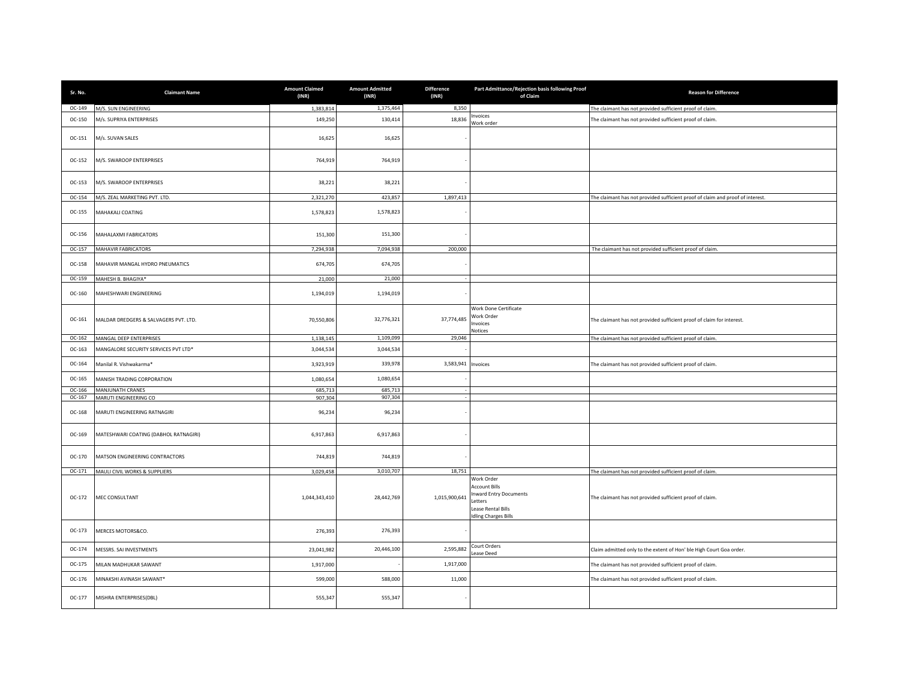| Sr. No. | Claimant Name | Amount Claimed (INR) | Amount Admitted (INR) | Difference (INR) | Part Admittance/Rejection basis following Proof of Claim | Reason for Difference |
|---|---|---|---|---|---|---|
| OC-149 | M/S. SUN ENGINEERING | 1,383,814 | 1,375,464 | 8,350 | | The claimant has not provided sufficient proof of claim. |
| OC-150 | M/s. SUPRIYA ENTERPRISES | 149,250 | 130,414 | 18,836 | Invoices<br>Work order | The claimant has not provided sufficient proof of claim. |
| OC-151 | M/s. SUVAN SALES | 16,625 | 16,625 | - | | |
| OC-152 | M/S. SWAROOP ENTERPRISES | 764,919 | 764,919 | - | | |
| OC-153 | M/S. SWAROOP ENTERPRISES | 38,221 | 38,221 | - | | |
| OC-154 | M/S. ZEAL MARKETING PVT. LTD. | 2,321,270 | 423,857 | 1,897,413 | | The claimant has not provided sufficient proof of claim and proof of interest. |
| OC-155 | MAHAKALI COATING | 1,578,823 | 1,578,823 | - | | |
| OC-156 | MAHALAXMI FABRICATORS | 151,300 | 151,300 | - | | |
| OC-157 | MAHAVIR FABRICATORS | 7,294,938 | 7,094,938 | 200,000 | | The claimant has not provided sufficient proof of claim. |
| OC-158 | MAHAVIR MANGAL HYDRO PNEUMATICS | 674,705 | 674,705 | - | | |
| OC-159 | MAHESH B. BHAGIYA* | 21,000 | 21,000 | - | | |
| OC-160 | MAHESHWARI ENGINEERING | 1,194,019 | 1,194,019 | - | | |
| OC-161 | MALDAR DREDGERS & SALVAGERS PVT. LTD. | 70,550,806 | 32,776,321 | 37,774,485 | Work Done Certificate<br>Work Order<br>Invoices<br>Notices | The claimant has not provided sufficient proof of claim for interest. |
| OC-162 | MANGAL DEEP ENTERPRISES | 1,138,145 | 1,109,099 | 29,046 | | The claimant has not provided sufficient proof of claim. |
| OC-163 | MANGALORE SECURITY SERVICES PVT LTD* | 3,044,534 | 3,044,534 | - | | |
| OC-164 | Manilal R. Vishwakarma* | 3,923,919 | 339,978 | 3,583,941 | Invoices | The claimant has not provided sufficient proof of claim. |
| OC-165 | MANISH TRADING CORPORATION | 1,080,654 | 1,080,654 | - | | |
| OC-166 | MANJUNATH CRANES | 685,713 | 685,713 | - | | |
| OC-167 | MARUTI ENGINEERING CO | 907,304 | 907,304 | - | | |
| OC-168 | MARUTI ENGINEERING RATNAGIRI | 96,234 | 96,234 | - | | |
| OC-169 | MATESHWARI COATING (DABHOL RATNAGIRI) | 6,917,863 | 6,917,863 | - | | |
| OC-170 | MATSON ENGINEERING CONTRACTORS | 744,819 | 744,819 | - | | |
| OC-171 | MAULI CIVIL WORKS & SUPPLIERS | 3,029,458 | 3,010,707 | 18,751 | | The claimant has not provided sufficient proof of claim. |
| OC-172 | MEC CONSULTANT | 1,044,343,410 | 28,442,769 | 1,015,900,641 | Work Order<br>Account Bills<br>Inward Entry Documents<br>Letters<br>Lease Rental Bills<br>Idling Charges Bills | The claimant has not provided sufficient proof of claim. |
| OC-173 | MERCES MOTORS&CO. | 276,393 | 276,393 | - | | |
| OC-174 | MESSRS. SAI INVESTMENTS | 23,041,982 | 20,446,100 | 2,595,882 | Court Orders<br>Lease Deed | Claim admitted only to the extent of Hon' ble High Court Goa order. |
| OC-175 | MILAN MADHUKAR SAWANT | 1,917,000 | - | 1,917,000 | | The claimant has not provided sufficient proof of claim. |
| OC-176 | MINAKSHI AVINASH SAWANT* | 599,000 | 588,000 | 11,000 | | The claimant has not provided sufficient proof of claim. |
| OC-177 | MISHRA ENTERPRISES(DBL) | 555,347 | 555,347 | - | | |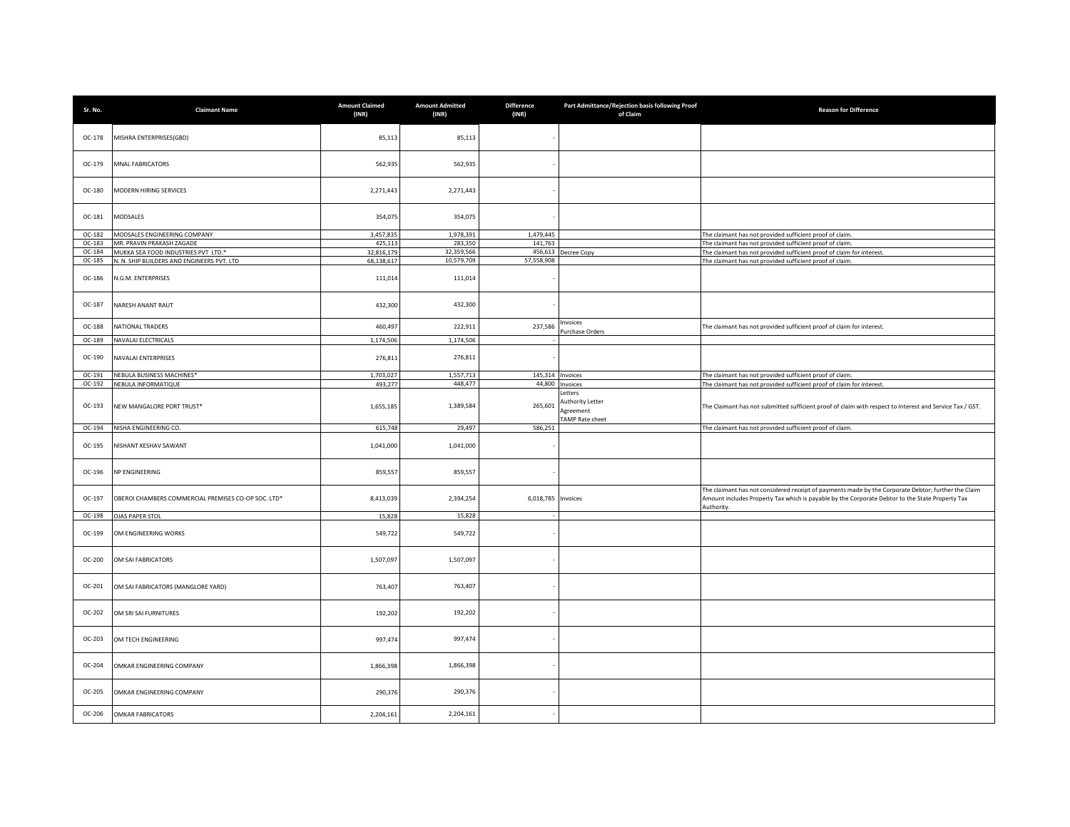| Sr. No. | Claimant Name | Amount Claimed (INR) | Amount Admitted (INR) | Difference (INR) | Part Admittance/Rejection basis following Proof of Claim | Reason for Difference |
|---|---|---|---|---|---|---|
| OC-178 | MISHRA ENTERPRISES(GBD) | 85,113 | 85,113 | - | | |
| OC-179 | MNAL FABRICATORS | 562,935 | 562,935 | - | | |
| OC-180 | MODERN HIRING SERVICES | 2,271,443 | 2,271,443 | - | | |
| OC-181 | MODSALES | 354,075 | 354,075 | - | | |
| OC-182 | MODSALES ENGINEERING COMPANY | 3,457,835 | 1,978,391 | 1,479,445 | | The claimant has not provided sufficient proof of claim. |
| OC-183 | MR. PRAVIN PRAKASH ZAGADE | 425,113 | 283,350 | 141,763 | | The claimant has not provided sufficient proof of claim. |
| OC-184 | MUKKA SEA FOOD INDUSTRIES PVT LTD.* | 32,816,179 | 32,359,566 | 456,613 | Decree Copy | The claimant has not provided sufficient proof of claim for interest. |
| OC-185 | N. N. SHIP BUILDERS AND ENGINEERS PVT. LTD | 68,138,617 | 10,579,709 | 57,558,908 | | The claimant has not provided sufficient proof of claim. |
| OC-186 | N.G.M. ENTERPRISES | 111,014 | 111,014 | - | | |
| OC-187 | NARESH ANANT RAUT | 432,300 | 432,300 | - | | |
| OC-188 | NATIONAL TRADERS | 460,497 | 222,911 | 237,586 | Invoices<br>Purchase Orders | The claimant has not provided sufficient proof of claim for interest. |
| OC-189 | NAVALAI ELECTRICALS | 1,174,506 | 1,174,506 | - | | |
| OC-190 | NAVALAI ENTERPRISES | 276,811 | 276,811 | - | | |
| OC-191 | NEBULA BUSINESS MACHINES* | 1,703,027 | 1,557,713 | 145,314 | Invoices | The claimant has not provided sufficient proof of claim. |
| OC-192 | NEBULA INFORMATIQUE | 493,277 | 448,477 | 44,800 | Invoices | The claimant has not provided sufficient proof of claim for interest. |
| OC-193 | NEW MANGALORE PORT TRUST* | 1,655,185 | 1,389,584 | 265,601 | Letters<br>Authority Letter<br>Agreement<br>TAMP Rate sheet | The Claimant has not submitted sufficient proof of claim with respect to Interest and Service Tax / GST. |
| OC-194 | NISHA ENGINEERING CO. | 615,748 | 29,497 | 586,251 | | The claimant has not provided sufficient proof of claim. |
| OC-195 | NISHANT KESHAV SAWANT | 1,041,000 | 1,041,000 | - | | |
| OC-196 | NP ENGINEERING | 859,557 | 859,557 | - | | |
| OC-197 | OBEROI CHAMBERS COMMERCIAL PREMISES CO-OP SOC. LTD* | 8,413,039 | 2,394,254 | 6,018,785 | Invoices | The claimant has not considered receipt of payments made by the Corporate Debtor; further the Claim Amount includes Property Tax which is payable by the Corporate Debtor to the State Property Tax Authority. |
| OC-198 | OJAS PAPER STOL | 15,828 | 15,828 | - | | |
| OC-199 | OM ENGINEERING WORKS | 549,722 | 549,722 | - | | |
| OC-200 | OM SAI FABRICATORS | 1,507,097 | 1,507,097 | - | | |
| OC-201 | OM SAI FABRICATORS (MANGLORE YARD) | 763,407 | 763,407 | - | | |
| OC-202 | OM SRI SAI FURNITURES | 192,202 | 192,202 | - | | |
| OC-203 | OM TECH ENGINEERING | 997,474 | 997,474 | - | | |
| OC-204 | OMKAR ENGINEERING COMPANY | 1,866,398 | 1,866,398 | - | | |
| OC-205 | OMKAR ENGINEERING COMPANY | 290,376 | 290,376 | - | | |
| OC-206 | OMKAR FABRICATORS | 2,204,161 | 2,204,161 | - | | |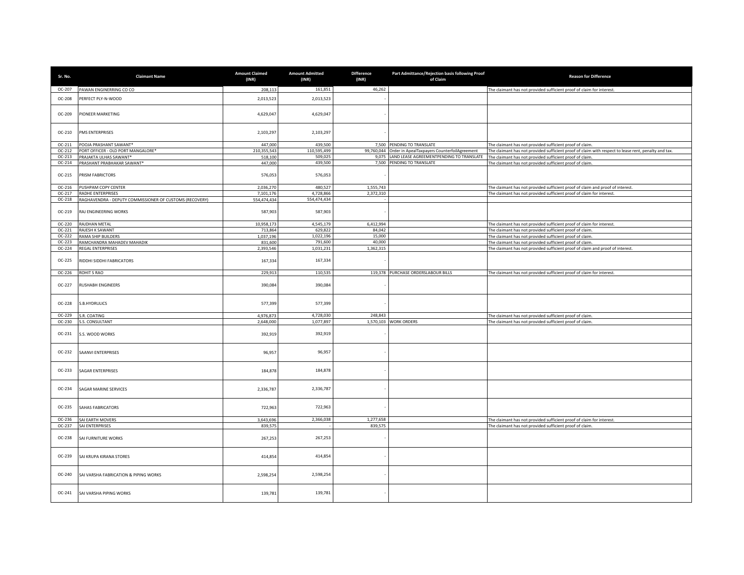| Sr. No. | Claimant Name | Amount Claimed (INR) | Amount Admitted (INR) | Difference (INR) | Part Admittance/Rejection basis following Proof of Claim | Reason for Difference |
|---|---|---|---|---|---|---|
| OC-207 | PAWAN ENGINERRING CO CO | 208,113 | 161,851 | 46,262 | | The claimant has not provided sufficient proof of claim for interest. |
| OC-208 | PERFECT PLY-N-WOOD | 2,013,523 | 2,013,523 | - | | |
| OC-209 | PIONEER MARKETING | 4,629,047 | 4,629,047 | - | | |
| OC-210 | PMS ENTERPRISES | 2,103,297 | 2,103,297 | - | | |
| OC-211 | POOJA PRASHANT SAWANT* | 447,000 | 439,500 | 7,500 | PENDING TO TRANSLATE | The claimant has not provided sufficient proof of claim. |
| OC-212 | PORT OFFICER - OLD PORT MANGALORE* | 210,355,543 | 110,595,499 | 99,760,044 | Order in ApealTaxpayers CounterfoilAgreement | The claimant has not provided sufficient proof of claim with respect to lease rent, penalty and tax. |
| OC-213 | PRAJAKTA ULHAS SAWANT* | 518,100 | 509,025 | 9,075 | LAND LEASE AGREEMENTPENDING TO TRANSLATE | The claimant has not provided sufficient proof of claim. |
| OC-214 | PRASHANT PRABHAKAR SAWANT* | 447,000 | 439,500 | 7,500 | PENDING TO TRANSLATE | The claimant has not provided sufficient proof of claim. |
| OC-215 | PRISM FABRICTORS | 576,053 | 576,053 | - | | |
| OC-216 | PUSHPAM COPY CENTER | 2,036,270 | 480,527 | 1,555,743 | | The claimant has not provided sufficient proof of claim and proof of interest. |
| OC-217 | RADHE ENTERPRISES | 7,101,176 | 4,728,866 | 2,372,310 | | The claimant has not provided sufficient proof of claim for interest. |
| OC-218 | RAGHAVENDRA - DEPUTY COMMISSIONER OF CUSTOMS (RECOVERY) | 554,474,434 | 554,474,434 | - | | |
| OC-219 | RAJ ENGINEERING WORKS | 587,903 | 587,903 | - | | |
| OC-220 | RAJDHAN METAL | 10,958,173 | 4,545,179 | 6,412,994 | | The claimant has not provided sufficient proof of claim for interest. |
| OC-221 | RAJESH K SAWANT | 713,864 | 629,822 | 84,042 | | The claimant has not provided sufficient proof of claim. |
| OC-222 | RAMA SHIP BUILDERS | 1,037,196 | 1,022,196 | 15,000 | | The claimant has not provided sufficient proof of claim. |
| OC-223 | RAMCHANDRA MAHADEV MAHADIK | 831,600 | 791,600 | 40,000 | | The claimant has not provided sufficient proof of claim. |
| OC-224 | REGAL ENTERPRISES | 2,393,546 | 1,031,231 | 1,362,315 | | The claimant has not provided sufficient proof of claim and proof of interest. |
| OC-225 | RIDDHI SIDDHI FABRICATORS | 167,334 | 167,334 | - | | |
| OC-226 | ROHIT S RAO | 229,913 | 110,535 | 119,378 | PURCHASE ORDERSLABOUR BILLS | The claimant has not provided sufficient proof of claim for interest. |
| OC-227 | RUSHABH ENGINEERS | 390,084 | 390,084 | - | | |
| OC-228 | S.B.HYDRULICS | 577,399 | 577,399 | - | | |
| OC-229 | S.R. COATING | 4,976,873 | 4,728,030 | 248,843 | | The claimant has not provided sufficient proof of claim. |
| OC-230 | S.S. CONSULTANT | 2,648,000 | 1,077,897 | 1,570,103 | WORK ORDERS | The claimant has not provided sufficient proof of claim. |
| OC-231 | S.S. WOOD WORKS | 392,919 | 392,919 | - | | |
| OC-232 | SAANVI ENTERPRISES | 96,957 | 96,957 | - | | |
| OC-233 | SAGAR ENTERPRISES | 184,878 | 184,878 | - | | |
| OC-234 | SAGAR MARINE SERVICES | 2,336,787 | 2,336,787 | - | | |
| OC-235 | SAHAS FABRICATORS | 722,963 | 722,963 | - | | |
| OC-236 | SAI EARTH MOVERS | 3,643,696 | 2,366,038 | 1,277,658 | | The claimant has not provided sufficient proof of claim for interest. |
| OC-237 | SAI ENTERPRISES | 839,575 | - | 839,575 | | The claimant has not provided sufficient proof of claim. |
| OC-238 | SAI FURNITURE WORKS | 267,253 | 267,253 | - | | |
| OC-239 | SAI KRUPA KIRANA STORES | 414,854 | 414,854 | - | | |
| OC-240 | SAI VARSHA FABRICATION & PIPING WORKS | 2,598,254 | 2,598,254 | - | | |
| OC-241 | SAI VARSHA PIPING WORKS | 139,781 | 139,781 | - | | |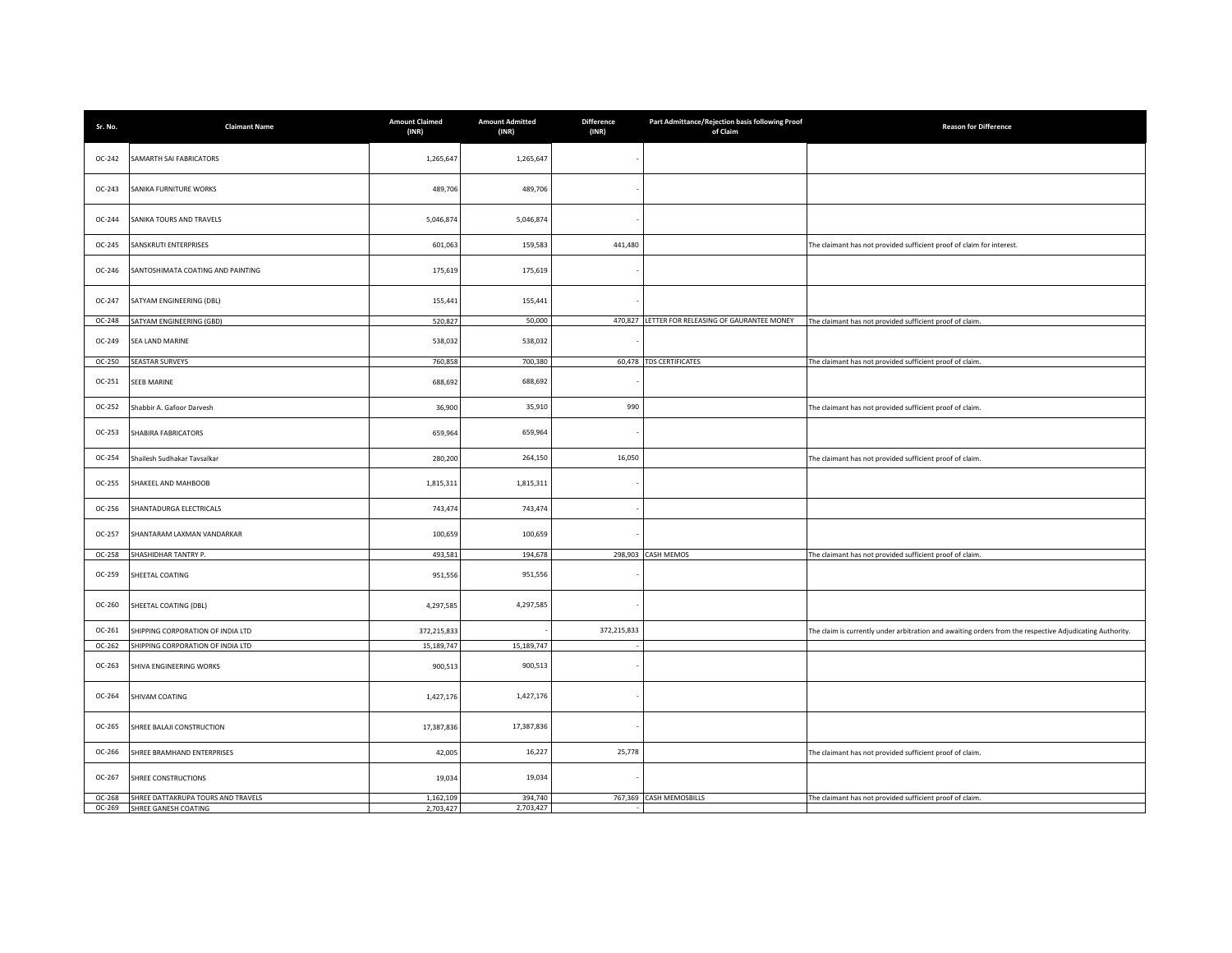| Sr. No. | Claimant Name | Amount Claimed (INR) | Amount Admitted (INR) | Difference (INR) | Part Admittance/Rejection basis following Proof of Claim | Reason for Difference |
|---|---|---|---|---|---|---|
| OC-242 | SAMARTH SAI FABRICATORS | 1,265,647 | 1,265,647 | - | | |
| OC-243 | SANIKA FURNITURE WORKS | 489,706 | 489,706 | - | | |
| OC-244 | SANIKA TOURS AND TRAVELS | 5,046,874 | 5,046,874 | - | | |
| OC-245 | SANSKRUTI ENTERPRISES | 601,063 | 159,583 | 441,480 | | The claimant has not provided sufficient proof of claim for interest. |
| OC-246 | SANTOSHIMATA COATING AND PAINTING | 175,619 | 175,619 | - | | |
| OC-247 | SATYAM ENGINEERING (DBL) | 155,441 | 155,441 | - | | |
| OC-248 | SATYAM ENGINEERING (GBD) | 520,827 | 50,000 | 470,827 | LETTER FOR RELEASING OF GAURANTEE MONEY | The claimant has not provided sufficient proof of claim. |
| OC-249 | SEA LAND MARINE | 538,032 | 538,032 | - | | |
| OC-250 | SEASTAR SURVEYS | 760,858 | 700,380 | 60,478 | TDS CERTIFICATES | The claimant has not provided sufficient proof of claim. |
| OC-251 | SEEB MARINE | 688,692 | 688,692 | - | | |
| OC-252 | Shabbir A. Gafoor Darvesh | 36,900 | 35,910 | 990 | | The claimant has not provided sufficient proof of claim. |
| OC-253 | SHABIRA FABRICATORS | 659,964 | 659,964 | - | | |
| OC-254 | Shailesh Sudhakar Tavsalkar | 280,200 | 264,150 | 16,050 | | The claimant has not provided sufficient proof of claim. |
| OC-255 | SHAKEEL AND MAHBOOB | 1,815,311 | 1,815,311 | - | | |
| OC-256 | SHANTADURGA ELECTRICALS | 743,474 | 743,474 | - | | |
| OC-257 | SHANTARAM LAXMAN VANDARKAR | 100,659 | 100,659 | - | | |
| OC-258 | SHASHIDHAR TANTRY P. | 493,581 | 194,678 | 298,903 | CASH MEMOS | The claimant has not provided sufficient proof of claim. |
| OC-259 | SHEETAL COATING | 951,556 | 951,556 | - | | |
| OC-260 | SHEETAL COATING (DBL) | 4,297,585 | 4,297,585 | - | | |
| OC-261 | SHIPPING CORPORATION OF INDIA LTD | 372,215,833 | - | 372,215,833 | | The claim is currently under arbitration and awaiting orders from the respective Adjudicating Authority. |
| OC-262 | SHIPPING CORPORATION OF INDIA LTD | 15,189,747 | 15,189,747 | - | | |
| OC-263 | SHIVA ENGINEERING WORKS | 900,513 | 900,513 | - | | |
| OC-264 | SHIVAM COATING | 1,427,176 | 1,427,176 | - | | |
| OC-265 | SHREE BALAJI CONSTRUCTION | 17,387,836 | 17,387,836 | - | | |
| OC-266 | SHREE BRAMHAND ENTERPRISES | 42,005 | 16,227 | 25,778 | | The claimant has not provided sufficient proof of claim. |
| OC-267 | SHREE CONSTRUCTIONS | 19,034 | 19,034 | - | | |
| OC-268 | SHREE DATTAKRUPA TOURS AND TRAVELS | 1,162,109 | 394,740 | 767,369 | CASH MEMOSBILLS | The claimant has not provided sufficient proof of claim. |
| OC-269 | SHREE GANESH COATING | 2,703,427 | 2,703,427 | - | | |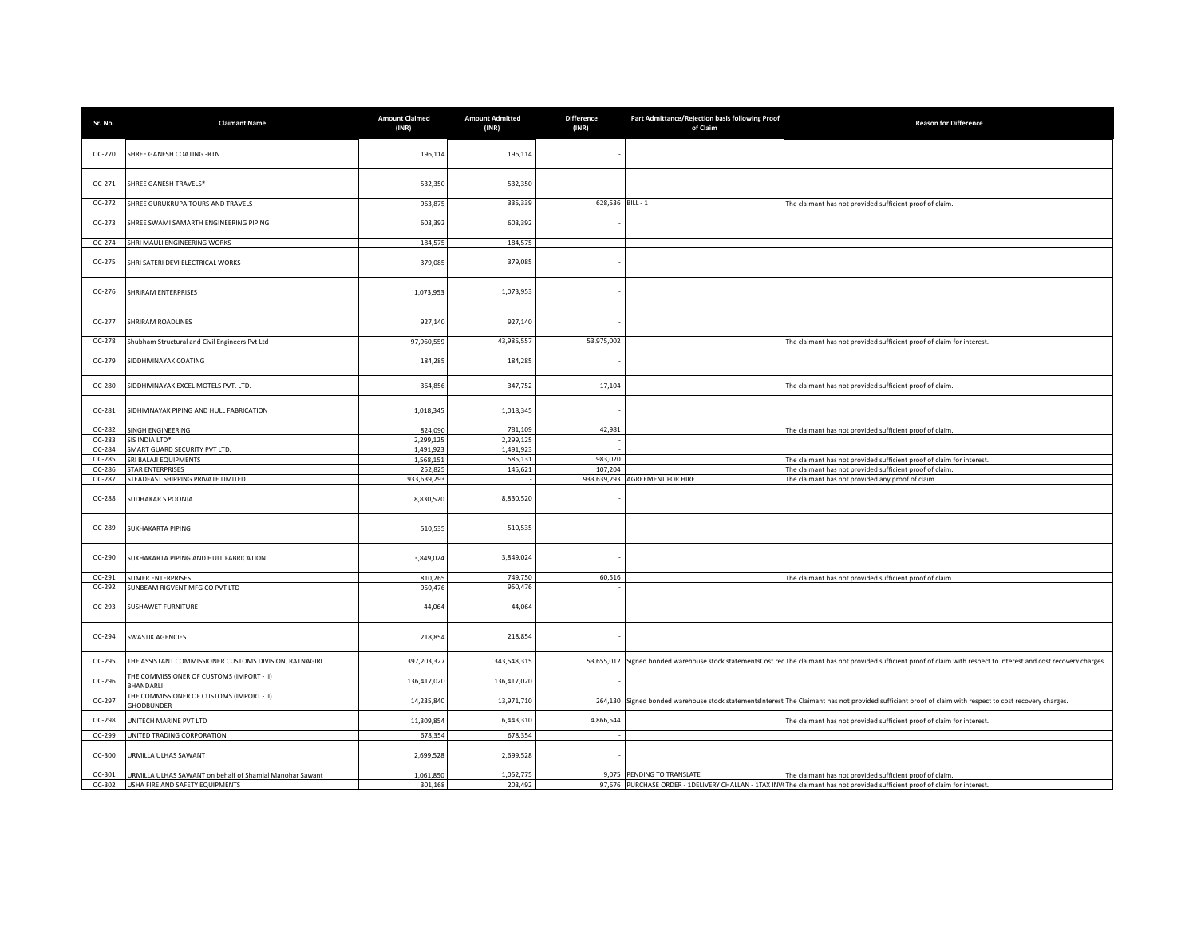| Sr. No. | Claimant Name | Amount Claimed (INR) | Amount Admitted (INR) | Difference (INR) | Part Admittance/Rejection basis following Proof of Claim | Reason for Difference |
|---|---|---|---|---|---|---|
| OC-270 | SHREE GANESH COATING -RTN | 196,114 | 196,114 | - | | |
| OC-271 | SHREE GANESH TRAVELS* | 532,350 | 532,350 | - | | |
| OC-272 | SHREE GURUKRUPA TOURS AND TRAVELS | 963,875 | 335,339 | 628,536 | BILL - 1 | The claimant has not provided sufficient proof of claim. |
| OC-273 | SHREE SWAMI SAMARTH ENGINEERING PIPING | 603,392 | 603,392 | - | | |
| OC-274 | SHRI MAULI ENGINEERING WORKS | 184,575 | 184,575 | - | | |
| OC-275 | SHRI SATERI DEVI ELECTRICAL WORKS | 379,085 | 379,085 | - | | |
| OC-276 | SHRIRAM ENTERPRISES | 1,073,953 | 1,073,953 | - | | |
| OC-277 | SHRIRAM ROADLINES | 927,140 | 927,140 | - | | |
| OC-278 | Shubham Structural and Civil Engineers Pvt Ltd | 97,960,559 | 43,985,557 | 53,975,002 | | The claimant has not provided sufficient proof of claim for interest. |
| OC-279 | SIDDHIVINAYAK COATING | 184,285 | 184,285 | - | | |
| OC-280 | SIDDHIVINAYAK EXCEL MOTELS PVT. LTD. | 364,856 | 347,752 | 17,104 | | The claimant has not provided sufficient proof of claim. |
| OC-281 | SIDHIVINAYAK PIPING AND HULL FABRICATION | 1,018,345 | 1,018,345 | - | | |
| OC-282 | SINGH ENGINEERING | 824,090 | 781,109 | 42,981 | | The claimant has not provided sufficient proof of claim. |
| OC-283 | SIS INDIA LTD* | 2,299,125 | 2,299,125 | - | | |
| OC-284 | SMART GUARD SECURITY PVT LTD. | 1,491,923 | 1,491,923 | - | | |
| OC-285 | SRI BALAJI EQUIPMENTS | 1,568,151 | 585,131 | 983,020 | | The claimant has not provided sufficient proof of claim for interest. |
| OC-286 | STAR ENTERPRISES | 252,825 | 145,621 | 107,204 | | The claimant has not provided sufficient proof of claim. |
| OC-287 | STEADFAST SHIPPING PRIVATE LIMITED | 933,639,293 | - | 933,639,293 | AGREEMENT FOR HIRE | The claimant has not provided any proof of claim. |
| OC-288 | SUDHAKAR S POONJA | 8,830,520 | 8,830,520 | - | | |
| OC-289 | SUKHAKARTA PIPING | 510,535 | 510,535 | - | | |
| OC-290 | SUKHAKARTA PIPING AND HULL FABRICATION | 3,849,024 | 3,849,024 | - | | |
| OC-291 | SUMER ENTERPRISES | 810,265 | 749,750 | 60,516 | | The claimant has not provided sufficient proof of claim. |
| OC-292 | SUNBEAM RIGVENT MFG CO PVT LTD | 950,476 | 950,476 | - | | |
| OC-293 | SUSHAWET FURNITURE | 44,064 | 44,064 | - | | |
| OC-294 | SWASTIK AGENCIES | 218,854 | 218,854 | - | | |
| OC-295 | THE ASSISTANT COMMISSIONER CUSTOMS DIVISION, RATNAGIRI | 397,203,327 | 343,548,315 | 53,655,012 | Signed bonded warehouse stock statementsCost rec | The claimant has not provided sufficient proof of claim with respect to interest and cost recovery charges. |
| OC-296 | THE COMMISSIONER OF CUSTOMS (IMPORT - II) BHANDARLI | 136,417,020 | 136,417,020 | - | | |
| OC-297 | THE COMMISSIONER OF CUSTOMS (IMPORT - II) GHODBUNDER | 14,235,840 | 13,971,710 | 264,130 | Signed bonded warehouse stock statementsInterest | The Claimant has not provided sufficient proof of claim with respect to cost recovery charges. |
| OC-298 | UNITECH MARINE PVT LTD | 11,309,854 | 6,443,310 | 4,866,544 | | The claimant has not provided sufficient proof of claim for interest. |
| OC-299 | UNITED TRADING CORPORATION | 678,354 | 678,354 | - | | |
| OC-300 | URMILLA ULHAS SAWANT | 2,699,528 | 2,699,528 | - | | |
| OC-301 | URMILLA ULHAS SAWANT on behalf of Shamlal Manohar Sawant | 1,061,850 | 1,052,775 | 9,075 | PENDING TO TRANSLATE | The claimant has not provided sufficient proof of claim. |
| OC-302 | USHA FIRE AND SAFETY EQUIPMENTS | 301,168 | 203,492 | 97,676 | PURCHASE ORDER - 1DELIVERY CHALLAN - 1TAX INV | The claimant has not provided sufficient proof of claim for interest. |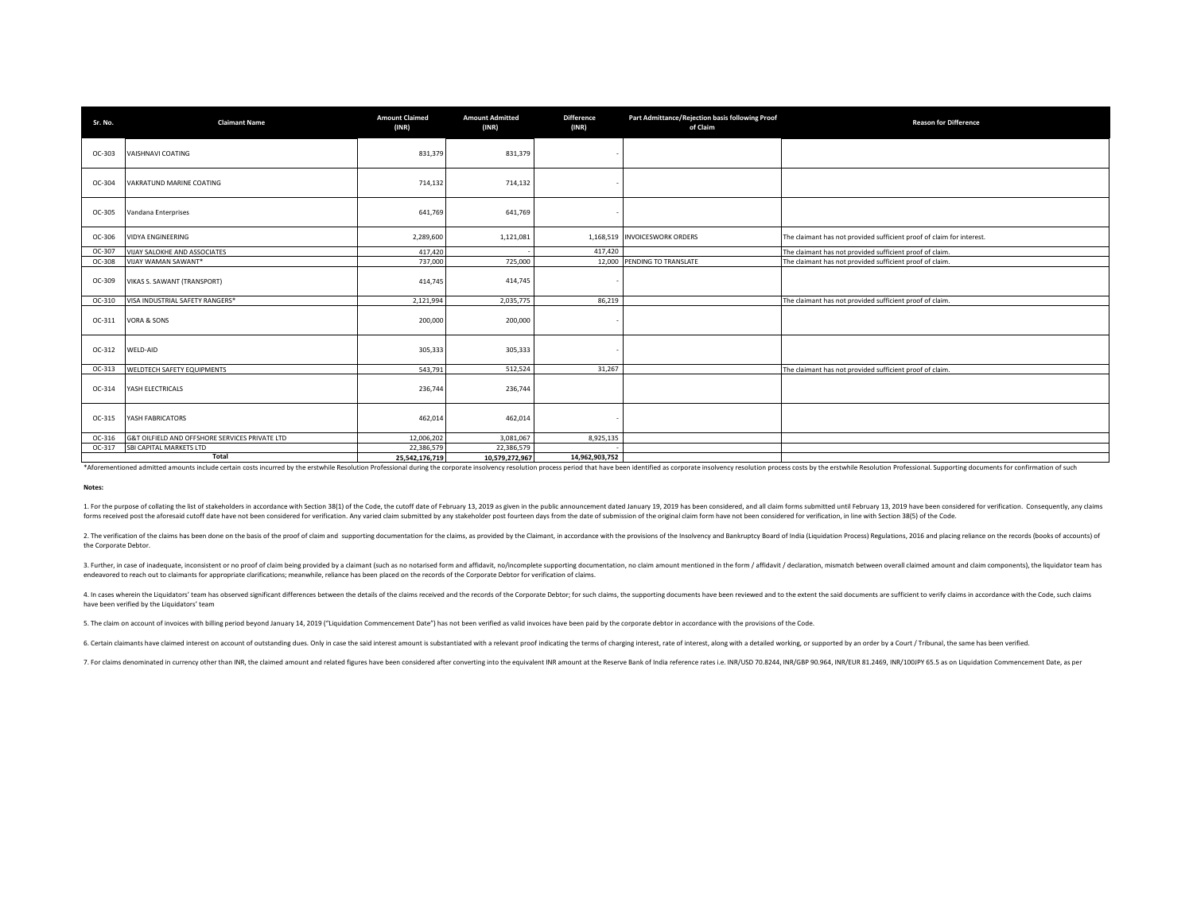| Sr. No. | Claimant Name | Amount Claimed (INR) | Amount Admitted (INR) | Difference (INR) | Part Admittance/Rejection basis following Proof of Claim | Reason for Difference |
|---|---|---|---|---|---|---|
| OC-303 | VAISHNAVI COATING | 831,379 | 831,379 | - | | |
| OC-304 | VAKRATUND MARINE COATING | 714,132 | 714,132 | - | | |
| OC-305 | Vandana Enterprises | 641,769 | 641,769 | - | | |
| OC-306 | VIDYA ENGINEERING | 2,289,600 | 1,121,081 | 1,168,519 | INVOICESWORK ORDERS | The claimant has not provided sufficient proof of claim for interest. |
| OC-307 | VIJAY SALOKHE AND ASSOCIATES | 417,420 | - | 417,420 | | The claimant has not provided sufficient proof of claim. |
| OC-308 | VIJAY WAMAN SAWANT* | 737,000 | 725,000 | 12,000 | PENDING TO TRANSLATE | The claimant has not provided sufficient proof of claim. |
| OC-309 | VIKAS S. SAWANT (TRANSPORT) | 414,745 | 414,745 | - | | |
| OC-310 | VISA INDUSTRIAL SAFETY RANGERS* | 2,121,994 | 2,035,775 | 86,219 | | The claimant has not provided sufficient proof of claim. |
| OC-311 | VORA & SONS | 200,000 | 200,000 | - | | |
| OC-312 | WELD-AID | 305,333 | 305,333 | - | | |
| OC-313 | WELDTECH SAFETY EQUIPMENTS | 543,791 | 512,524 | 31,267 | | The claimant has not provided sufficient proof of claim. |
| OC-314 | YASH ELECTRICALS | 236,744 | 236,744 | | | |
| OC-315 | YASH FABRICATORS | 462,014 | 462,014 | - | | |
| OC-316 | G&T OILFIELD AND OFFSHORE SERVICES PRIVATE LTD | 12,006,202 | 3,081,067 | 8,925,135 | | |
| OC-317 | SBI CAPITAL MARKETS LTD | 22,386,579 | 22,386,579 | - | | |
| | **Total** | **25,542,176,719** | **10,579,272,967** | **14,962,903,752** | | |

*Aforementioned admitted amounts include certain costs incurred by the erstwhile Resolution Professional during the corporate insolvency resolution process period that have been identified as corporate insolvency resolution process costs by the erstwhile Resolution Professional. Supporting documents for confirmation of such

**Notes:**

1. For the purpose of collating the list of stakeholders in accordance with Section 38(1) of the Code, the cutoff date of February 13, 2019 as given in the public announcement dated January 19, 2019 has been considered, and all claim forms submitted until February 13, 2019 have been considered for verification. Consequently, any claims forms received post the aforesaid cutoff date have not been considered for verification. Any varied claim submitted by any stakeholder post fourteen days from the date of submission of the original claim form have not been considered for verification, in line with Section 38(5) of the Code.

2. The verification of the claims has been done on the basis of the proof of claim and supporting documentation for the claims, as provided by the Claimant, in accordance with the provisions of the Insolvency and Bankruptcy Board of India (Liquidation Process) Regulations, 2016 and placing reliance on the records (books of accounts) of the Corporate Debtor.

3. Further, in case of inadequate, inconsistent or no proof of claim being provided by a claimant (such as no notarised form and affidavit, no/incomplete supporting documentation, no claim amount mentioned in the form / affidavit / declaration, mismatch between overall claimed amount and claim components), the liquidator team has endeavored to reach out to claimants for appropriate clarifications; meanwhile, reliance has been placed on the records of the Corporate Debtor for verification of claims.

4. In cases wherein the Liquidators' team has observed significant differences between the details of the claims received and the records of the Corporate Debtor; for such claims, the supporting documents have been reviewed and to the extent the said documents are sufficient to verify claims in accordance with the Code, such claims have been verified by the Liquidators' team

5. The claim on account of invoices with billing period beyond January 14, 2019 ("Liquidation Commencement Date") has not been verified as valid invoices have been paid by the corporate debtor in accordance with the provisions of the Code.

6. Certain claimants have claimed interest on account of outstanding dues. Only in case the said interest amount is substantiated with a relevant proof indicating the terms of charging interest, rate of interest, along with a detailed working, or supported by an order by a Court / Tribunal, the same has been verified.

7. For claims denominated in currency other than INR, the claimed amount and related figures have been considered after converting into the equivalent INR amount at the Reserve Bank of India reference rates i.e. INR/USD 70.8244, INR/GBP 90.964, INR/EUR 81.2469, INR/100JPY 65.5 as on Liquidation Commencement Date, as per